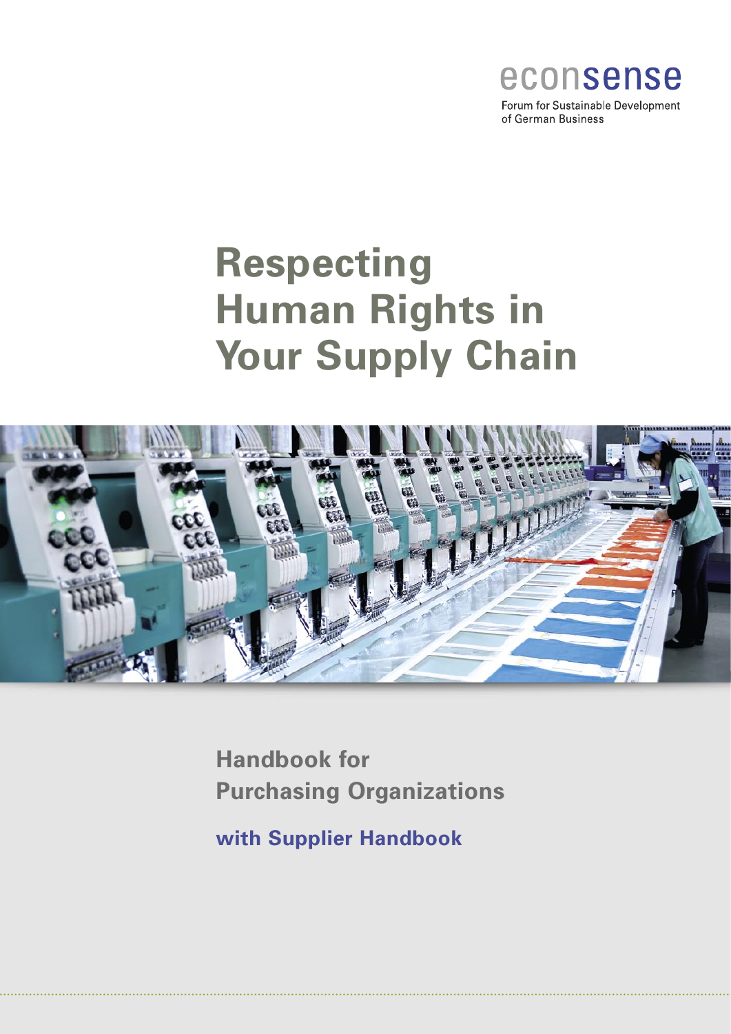econsense

Forum for Sustainable Development of German Business

# Respecting Human Rights in Your Supply Chain

## Handbook for Purchasing Organizations

**with Supplier Handbook**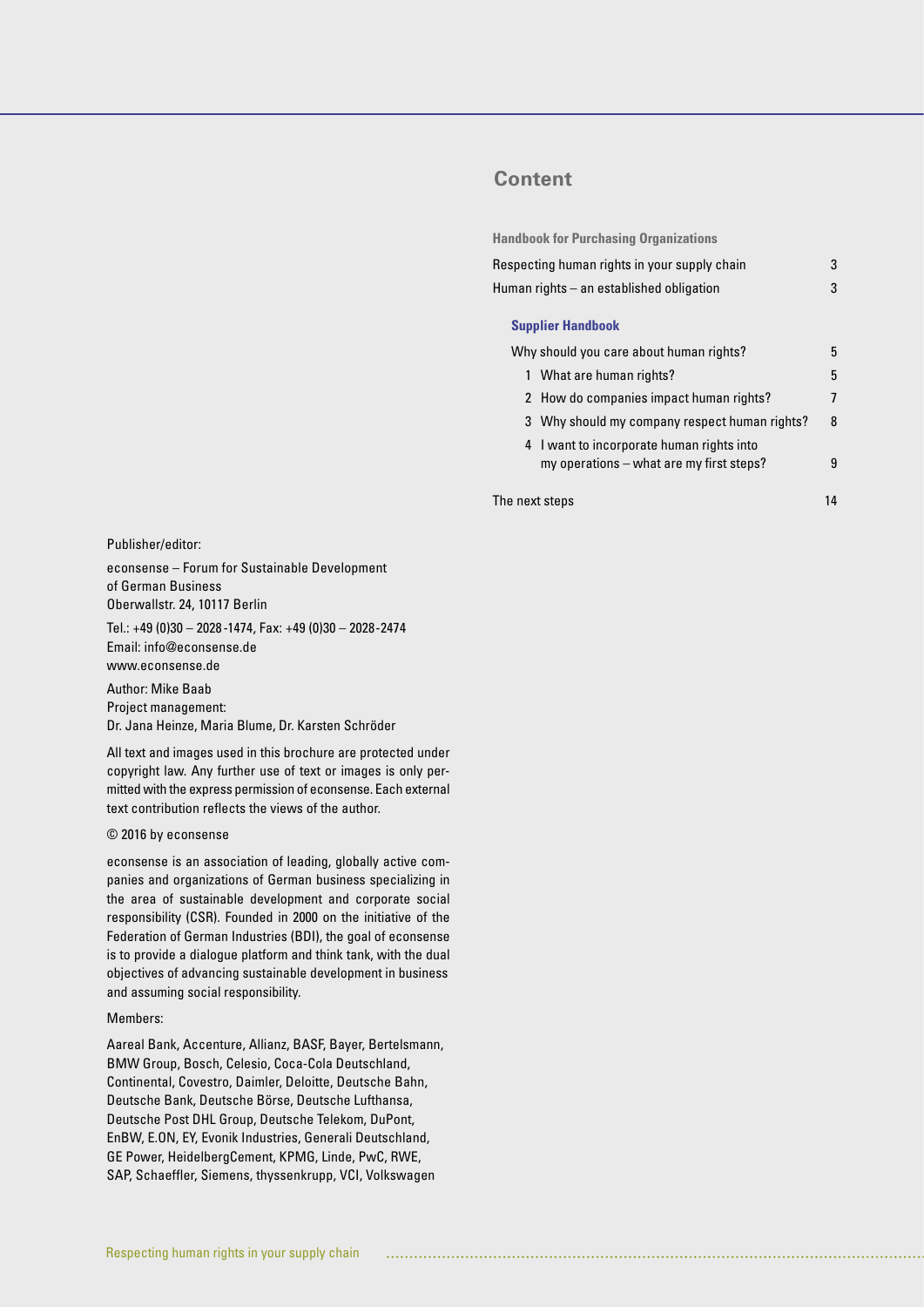## Content

**Handbook for Purchasing Organizations**

| | |
|---|---|
| Respecting human rights in your supply chain | 3 |
| Human rights – an established obligation | 3 |

**Supplier Handbook**

| | |
|---|---|
| Why should you care about human rights? | 5 |
| 1 What are human rights? | 5 |
| 2 How do companies impact human rights? | 7 |
| 3 Why should my company respect human rights? | 8 |
| 4 I want to incorporate human rights into my operations – what are my first steps? | 9 |
| The next steps | 14 |

Publisher/editor:

econsense – Forum for Sustainable Development of German Business
Oberwallstr. 24, 10117 Berlin

Tel.: +49 (0)30 – 2028 -1474, Fax: +49 (0)30 – 2028 -2474
Email: info@econsense.de
www.econsense.de

Author: Mike Baab
Project management:
Dr. Jana Heinze, Maria Blume, Dr. Karsten Schröder

All text and images used in this brochure are protected under copyright law. Any further use of text or images is only permitted with the express permission of econsense. Each external text contribution reflects the views of the author.

© 2016 by econsense

econsense is an association of leading, globally active companies and organizations of German business specializing in the area of sustainable development and corporate social responsibility (CSR). Founded in 2000 on the initiative of the Federation of German Industries (BDI), the goal of econsense is to provide a dialogue platform and think tank, with the dual objectives of advancing sustainable development in business and assuming social responsibility.

Members:

Aareal Bank, Accenture, Allianz, BASF, Bayer, Bertelsmann, BMW Group, Bosch, Celesio, Coca-Cola Deutschland, Continental, Covestro, Daimler, Deloitte, Deutsche Bahn, Deutsche Bank, Deutsche Börse, Deutsche Lufthansa, Deutsche Post DHL Group, Deutsche Telekom, DuPont, EnBW, E.ON, EY, Evonik Industries, Generali Deutschland, GE Power, HeidelbergCement, KPMG, Linde, PwC, RWE, SAP, Schaeffler, Siemens, thyssenkrupp, VCI, Volkswagen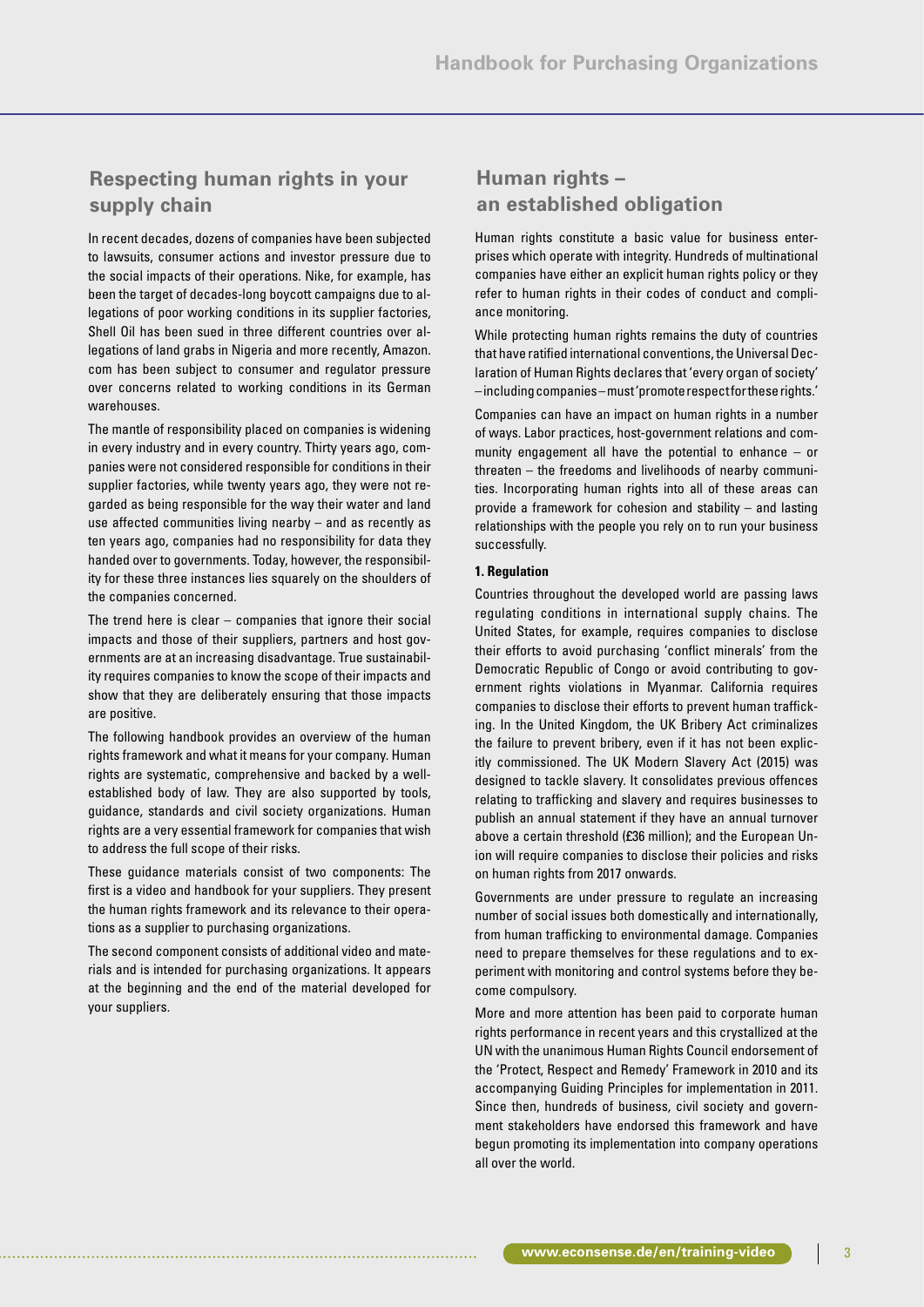## Respecting human rights in your supply chain

In recent decades, dozens of companies have been subjected to lawsuits, consumer actions and investor pressure due to the social impacts of their operations. Nike, for example, has been the target of decades-long boycott campaigns due to allegations of poor working conditions in its supplier factories, Shell Oil has been sued in three different countries over allegations of land grabs in Nigeria and more recently, Amazon.com has been subject to consumer and regulator pressure over concerns related to working conditions in its German warehouses.

The mantle of responsibility placed on companies is widening in every industry and in every country. Thirty years ago, companies were not considered responsible for conditions in their supplier factories, while twenty years ago, they were not regarded as being responsible for the way their water and land use affected communities living nearby – and as recently as ten years ago, companies had no responsibility for data they handed over to governments. Today, however, the responsibility for these three instances lies squarely on the shoulders of the companies concerned.

The trend here is clear – companies that ignore their social impacts and those of their suppliers, partners and host governments are at an increasing disadvantage. True sustainability requires companies to know the scope of their impacts and show that they are deliberately ensuring that those impacts are positive.

The following handbook provides an overview of the human rights framework and what it means for your company. Human rights are systematic, comprehensive and backed by a well-established body of law. They are also supported by tools, guidance, standards and civil society organizations. Human rights are a very essential framework for companies that wish to address the full scope of their risks.

These guidance materials consist of two components: The first is a video and handbook for your suppliers. They present the human rights framework and its relevance to their operations as a supplier to purchasing organizations.

The second component consists of additional video and materials and is intended for purchasing organizations. It appears at the beginning and the end of the material developed for your suppliers.

## Human rights – an established obligation

Human rights constitute a basic value for business enterprises which operate with integrity. Hundreds of multinational companies have either an explicit human rights policy or they refer to human rights in their codes of conduct and compliance monitoring.

While protecting human rights remains the duty of countries that have ratified international conventions, the Universal Declaration of Human Rights declares that 'every organ of society' – including companies – must 'promote respect for these rights.'

Companies can have an impact on human rights in a number of ways. Labor practices, host-government relations and community engagement all have the potential to enhance – or threaten – the freedoms and livelihoods of nearby communities. Incorporating human rights into all of these areas can provide a framework for cohesion and stability – and lasting relationships with the people you rely on to run your business successfully.

**1. Regulation**

Countries throughout the developed world are passing laws regulating conditions in international supply chains. The United States, for example, requires companies to disclose their efforts to avoid purchasing 'conflict minerals' from the Democratic Republic of Congo or avoid contributing to government rights violations in Myanmar. California requires companies to disclose their efforts to prevent human trafficking. In the United Kingdom, the UK Bribery Act criminalizes the failure to prevent bribery, even if it has not been explicitly commissioned. The UK Modern Slavery Act (2015) was designed to tackle slavery. It consolidates previous offences relating to trafficking and slavery and requires businesses to publish an annual statement if they have an annual turnover above a certain threshold (£36 million); and the European Union will require companies to disclose their policies and risks on human rights from 2017 onwards.

Governments are under pressure to regulate an increasing number of social issues both domestically and internationally, from human trafficking to environmental damage. Companies need to prepare themselves for these regulations and to experiment with monitoring and control systems before they become compulsory.

More and more attention has been paid to corporate human rights performance in recent years and this crystallized at the UN with the unanimous Human Rights Council endorsement of the 'Protect, Respect and Remedy' Framework in 2010 and its accompanying Guiding Principles for implementation in 2011. Since then, hundreds of business, civil society and government stakeholders have endorsed this framework and have begun promoting its implementation into company operations all over the world.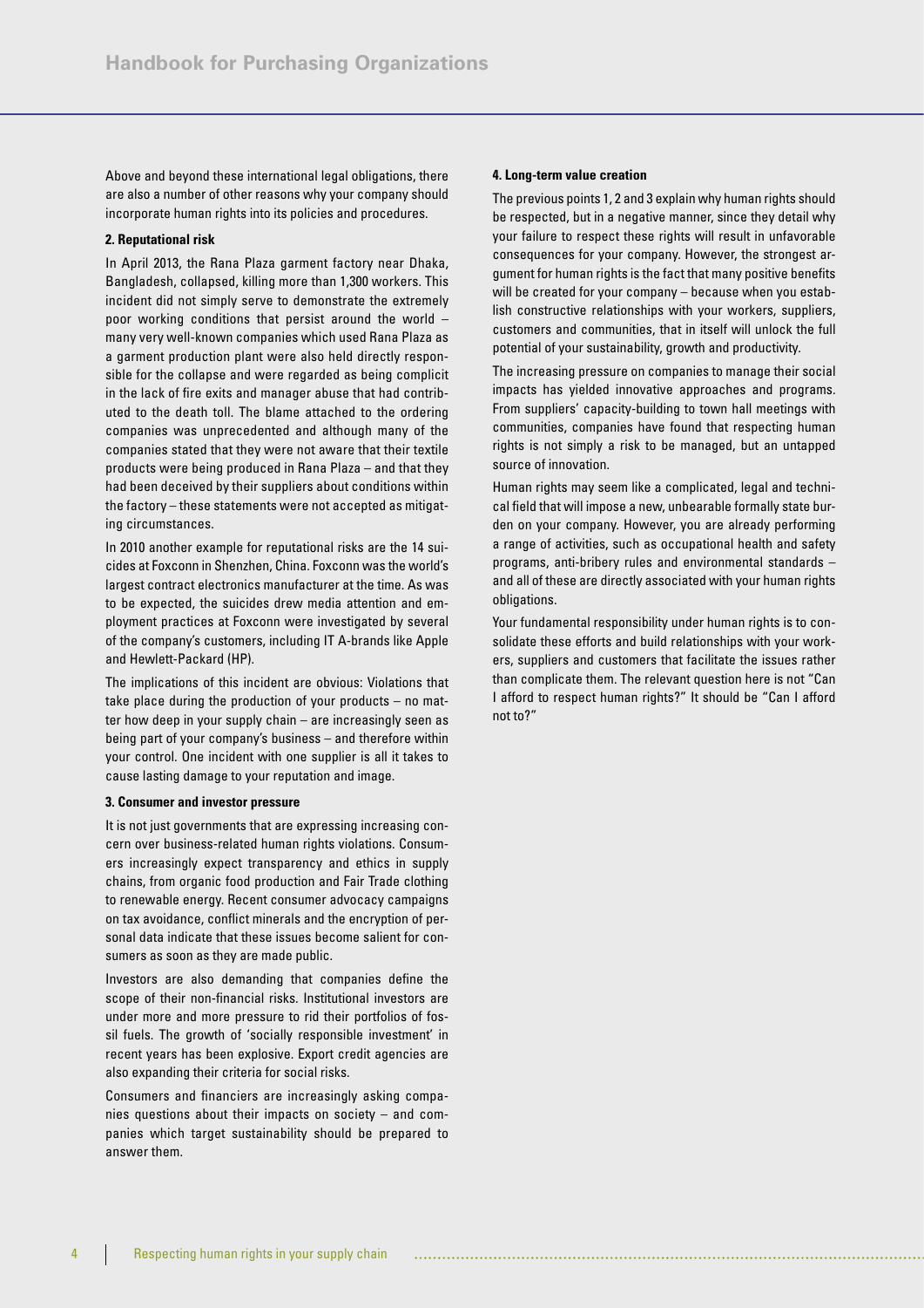Above and beyond these international legal obligations, there are also a number of other reasons why your company should incorporate human rights into its policies and procedures.

**2. Reputational risk**

In April 2013, the Rana Plaza garment factory near Dhaka, Bangladesh, collapsed, killing more than 1,300 workers. This incident did not simply serve to demonstrate the extremely poor working conditions that persist around the world – many very well-known companies which used Rana Plaza as a garment production plant were also held directly responsible for the collapse and were regarded as being complicit in the lack of fire exits and manager abuse that had contributed to the death toll. The blame attached to the ordering companies was unprecedented and although many of the companies stated that they were not aware that their textile products were being produced in Rana Plaza – and that they had been deceived by their suppliers about conditions within the factory – these statements were not accepted as mitigating circumstances.

In 2010 another example for reputational risks are the 14 suicides at Foxconn in Shenzhen, China. Foxconn was the world's largest contract electronics manufacturer at the time. As was to be expected, the suicides drew media attention and employment practices at Foxconn were investigated by several of the company's customers, including IT A-brands like Apple and Hewlett-Packard (HP).

The implications of this incident are obvious: Violations that take place during the production of your products – no matter how deep in your supply chain – are increasingly seen as being part of your company's business – and therefore within your control. One incident with one supplier is all it takes to cause lasting damage to your reputation and image.

**3. Consumer and investor pressure**

It is not just governments that are expressing increasing concern over business-related human rights violations. Consumers increasingly expect transparency and ethics in supply chains, from organic food production and Fair Trade clothing to renewable energy. Recent consumer advocacy campaigns on tax avoidance, conflict minerals and the encryption of personal data indicate that these issues become salient for consumers as soon as they are made public.

Investors are also demanding that companies define the scope of their non-financial risks. Institutional investors are under more and more pressure to rid their portfolios of fossil fuels. The growth of 'socially responsible investment' in recent years has been explosive. Export credit agencies are also expanding their criteria for social risks.

Consumers and financiers are increasingly asking companies questions about their impacts on society – and companies which target sustainability should be prepared to answer them.

**4. Long-term value creation**

The previous points 1, 2 and 3 explain why human rights should be respected, but in a negative manner, since they detail why your failure to respect these rights will result in unfavorable consequences for your company. However, the strongest argument for human rights is the fact that many positive benefits will be created for your company – because when you establish constructive relationships with your workers, suppliers, customers and communities, that in itself will unlock the full potential of your sustainability, growth and productivity.

The increasing pressure on companies to manage their social impacts has yielded innovative approaches and programs. From suppliers' capacity-building to town hall meetings with communities, companies have found that respecting human rights is not simply a risk to be managed, but an untapped source of innovation.

Human rights may seem like a complicated, legal and technical field that will impose a new, unbearable formally state burden on your company. However, you are already performing a range of activities, such as occupational health and safety programs, anti-bribery rules and environmental standards – and all of these are directly associated with your human rights obligations.

Your fundamental responsibility under human rights is to consolidate these efforts and build relationships with your workers, suppliers and customers that facilitate the issues rather than complicate them. The relevant question here is not "Can I afford to respect human rights?" It should be "Can I afford not to?"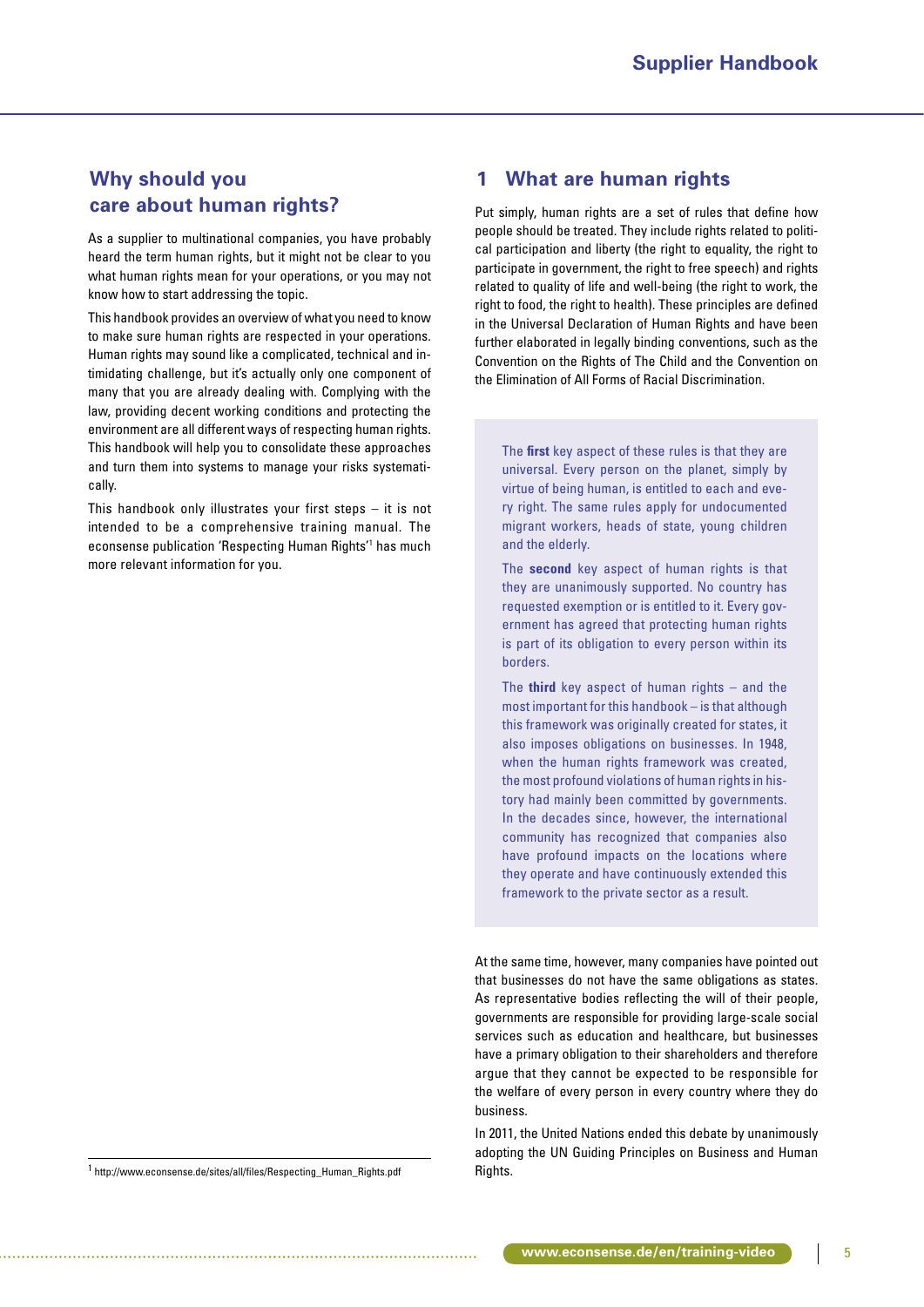## Why should you care about human rights?

As a supplier to multinational companies, you have probably heard the term human rights, but it might not be clear to you what human rights mean for your operations, or you may not know how to start addressing the topic.

This handbook provides an overview of what you need to know to make sure human rights are respected in your operations. Human rights may sound like a complicated, technical and intimidating challenge, but it's actually only one component of many that you are already dealing with. Complying with the law, providing decent working conditions and protecting the environment are all different ways of respecting human rights. This handbook will help you to consolidate these approaches and turn them into systems to manage your risks systematically.

This handbook only illustrates your first steps – it is not intended to be a comprehensive training manual. The econsense publication 'Respecting Human Rights'[1] has much more relevant information for you.

[1] http://www.econsense.de/sites/all/files/Respecting_Human_Rights.pdf

## 1 What are human rights

Put simply, human rights are a set of rules that define how people should be treated. They include rights related to political participation and liberty (the right to equality, the right to participate in government, the right to free speech) and rights related to quality of life and well-being (the right to work, the right to food, the right to health). These principles are defined in the Universal Declaration of Human Rights and have been further elaborated in legally binding conventions, such as the Convention on the Rights of The Child and the Convention on the Elimination of All Forms of Racial Discrimination.

The **first** key aspect of these rules is that they are universal. Every person on the planet, simply by virtue of being human, is entitled to each and every right. The same rules apply for undocumented migrant workers, heads of state, young children and the elderly.

The **second** key aspect of human rights is that they are unanimously supported. No country has requested exemption or is entitled to it. Every government has agreed that protecting human rights is part of its obligation to every person within its borders.

The **third** key aspect of human rights – and the most important for this handbook – is that although this framework was originally created for states, it also imposes obligations on businesses. In 1948, when the human rights framework was created, the most profound violations of human rights in history had mainly been committed by governments. In the decades since, however, the international community has recognized that companies also have profound impacts on the locations where they operate and have continuously extended this framework to the private sector as a result.

At the same time, however, many companies have pointed out that businesses do not have the same obligations as states. As representative bodies reflecting the will of their people, governments are responsible for providing large-scale social services such as education and healthcare, but businesses have a primary obligation to their shareholders and therefore argue that they cannot be expected to be responsible for the welfare of every person in every country where they do business.

In 2011, the United Nations ended this debate by unanimously adopting the UN Guiding Principles on Business and Human Rights.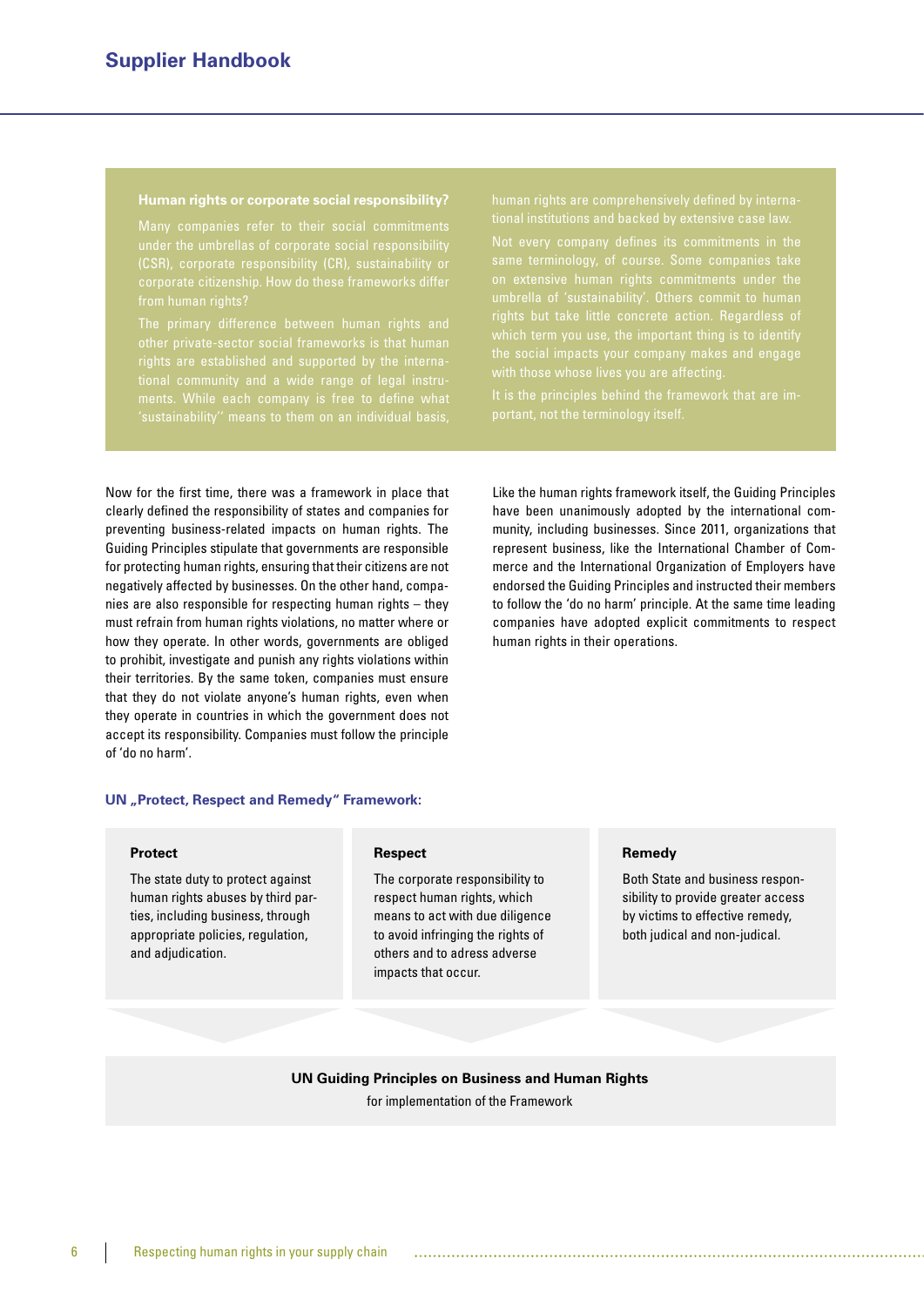> **Human rights or corporate social responsibility?**
>
> Many companies refer to their social commitments under the umbrellas of corporate social responsibility (CSR), corporate responsibility (CR), sustainability or corporate citizenship. How do these frameworks differ from human rights?
>
> The primary difference between human rights and other private-sector social frameworks is that human rights are established and supported by the international community and a wide range of legal instruments. While each company is free to define what 'sustainability'' means to them on an individual basis, human rights are comprehensively defined by international institutions and backed by extensive case law.
>
> Not every company defines its commitments in the same terminology, of course. Some companies take on extensive human rights commitments under the umbrella of 'sustainability'. Others commit to human rights but take little concrete action. Regardless of which term you use, the important thing is to identify the social impacts your company makes and engage with those whose lives you are affecting.
>
> It is the principles behind the framework that are important, not the terminology itself.

Now for the first time, there was a framework in place that clearly defined the responsibility of states and companies for preventing business-related impacts on human rights. The Guiding Principles stipulate that governments are responsible for protecting human rights, ensuring that their citizens are not negatively affected by businesses. On the other hand, companies are also responsible for respecting human rights – they must refrain from human rights violations, no matter where or how they operate. In other words, governments are obliged to prohibit, investigate and punish any rights violations within their territories. By the same token, companies must ensure that they do not violate anyone's human rights, even when they operate in countries in which the government does not accept its responsibility. Companies must follow the principle of 'do no harm'.

Like the human rights framework itself, the Guiding Principles have been unanimously adopted by the international community, including businesses. Since 2011, organizations that represent business, like the International Chamber of Commerce and the International Organization of Employers have endorsed the Guiding Principles and instructed their members to follow the 'do no harm' principle. At the same time leading companies have adopted explicit commitments to respect human rights in their operations.

**UN „Protect, Respect and Remedy" Framework:**

| Protect | Respect | Remedy |
|---|---|---|
| The state duty to protect against human rights abuses by third parties, including business, through appropriate policies, regulation, and adjudication. | The corporate responsibility to respect human rights, which means to act with due diligence to avoid infringing the rights of others and to adress adverse impacts that occur. | Both State and business responsibility to provide greater access by victims to effective remedy, both judical and non-judical. |

**UN Guiding Principles on Business and Human Rights**
for implementation of the Framework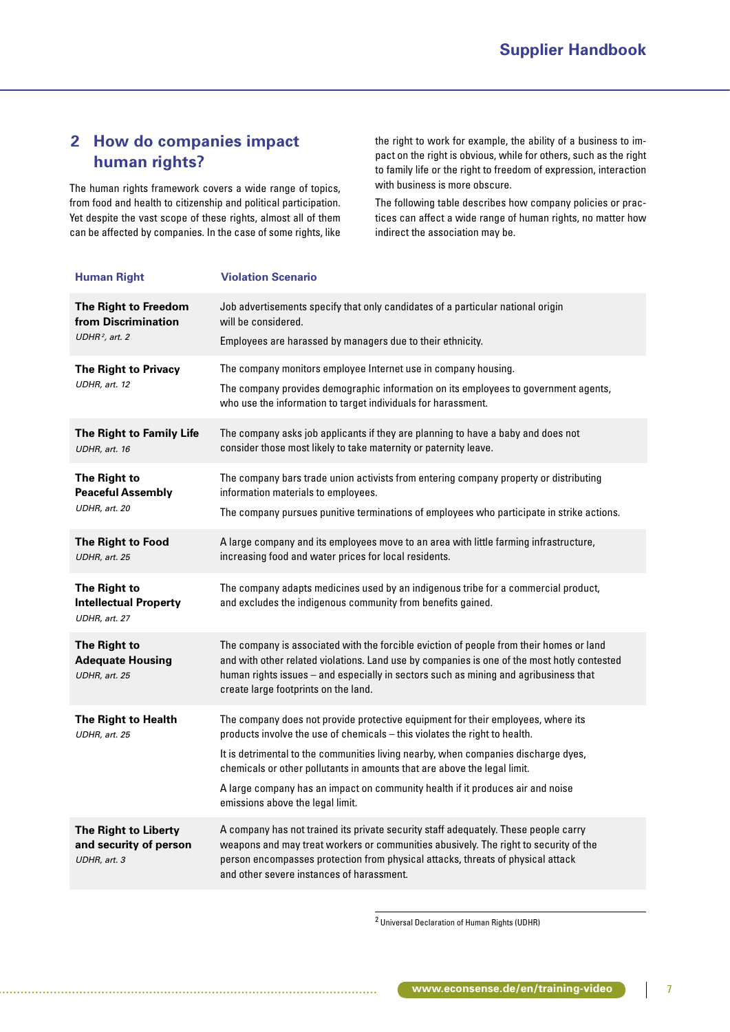## 2 How do companies impact human rights?

The human rights framework covers a wide range of topics, from food and health to citizenship and political participation. Yet despite the vast scope of these rights, almost all of them can be affected by companies. In the case of some rights, like the right to work for example, the ability of a business to impact on the right is obvious, while for others, such as the right to family life or the right to freedom of expression, interaction with business is more obscure.

The following table describes how company policies or practices can affect a wide range of human rights, no matter how indirect the association may be.

| Human Right | Violation Scenario |
|---|---|
| **The Right to Freedom from Discrimination** *UDHR[2], art. 2* | Job advertisements specify that only candidates of a particular national origin will be considered. Employees are harassed by managers due to their ethnicity. |
| **The Right to Privacy** *UDHR, art. 12* | The company monitors employee Internet use in company housing. The company provides demographic information on its employees to government agents, who use the information to target individuals for harassment. |
| **The Right to Family Life** *UDHR, art. 16* | The company asks job applicants if they are planning to have a baby and does not consider those most likely to take maternity or paternity leave. |
| **The Right to Peaceful Assembly** *UDHR, art. 20* | The company bars trade union activists from entering company property or distributing information materials to employees. The company pursues punitive terminations of employees who participate in strike actions. |
| **The Right to Food** *UDHR, art. 25* | A large company and its employees move to an area with little farming infrastructure, increasing food and water prices for local residents. |
| **The Right to Intellectual Property** *UDHR, art. 27* | The company adapts medicines used by an indigenous tribe for a commercial product, and excludes the indigenous community from benefits gained. |
| **The Right to Adequate Housing** *UDHR, art. 25* | The company is associated with the forcible eviction of people from their homes or land and with other related violations. Land use by companies is one of the most hotly contested human rights issues – and especially in sectors such as mining and agribusiness that create large footprints on the land. |
| **The Right to Health** *UDHR, art. 25* | The company does not provide protective equipment for their employees, where its products involve the use of chemicals – this violates the right to health. It is detrimental to the communities living nearby, when companies discharge dyes, chemicals or other pollutants in amounts that are above the legal limit. A large company has an impact on community health if it produces air and noise emissions above the legal limit. |
| **The Right to Liberty and security of person** *UDHR, art. 3* | A company has not trained its private security staff adequately. These people carry weapons and may treat workers or communities abusively. The right to security of the person encompasses protection from physical attacks, threats of physical attack and other severe instances of harassment. |

[2] Universal Declaration of Human Rights (UDHR)

www.econsense.de/en/training-video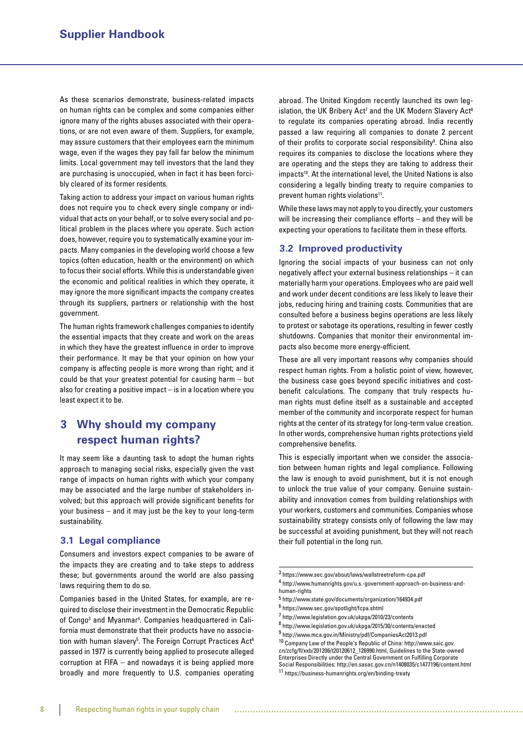As these scenarios demonstrate, business-related impacts on human rights can be complex and some companies either ignore many of the rights abuses associated with their operations, or are not even aware of them. Suppliers, for example, may assure customers that their employees earn the minimum wage, even if the wages they pay fall far below the minimum limits. Local government may tell investors that the land they are purchasing is unoccupied, when in fact it has been forcibly cleared of its former residents.

Taking action to address your impact on various human rights does not require you to check every single company or individual that acts on your behalf, or to solve every social and political problem in the places where you operate. Such action does, however, require you to systematically examine your impacts. Many companies in the developing world choose a few topics (often education, health or the environment) on which to focus their social efforts. While this is understandable given the economic and political realities in which they operate, it may ignore the more significant impacts the company creates through its suppliers, partners or relationship with the host government.

The human rights framework challenges companies to identify the essential impacts that they create and work on the areas in which they have the greatest influence in order to improve their performance. It may be that your opinion on how your company is affecting people is more wrong than right; and it could be that your greatest potential for causing harm – but also for creating a positive impact – is in a location where you least expect it to be.

## 3 Why should my company respect human rights?

It may seem like a daunting task to adopt the human rights approach to managing social risks, especially given the vast range of impacts on human rights with which your company may be associated and the large number of stakeholders involved; but this approach will provide significant benefits for your business – and it may just be the key to your long-term sustainability.

### 3.1 Legal compliance

Consumers and investors expect companies to be aware of the impacts they are creating and to take steps to address these; but governments around the world are also passing laws requiring them to do so.

Companies based in the United States, for example, are required to disclose their investment in the Democratic Republic of Congo[3] and Myanmar[4]. Companies headquartered in California must demonstrate that their products have no association with human slavery[5]. The Foreign Corrupt Practices Act[6] passed in 1977 is currently being applied to prosecute alleged corruption at FIFA – and nowadays it is being applied more broadly and more frequently to U.S. companies operating abroad. The United Kingdom recently launched its own legislation, the UK Bribery Act[7] and the UK Modern Slavery Act[8] to regulate its companies operating abroad. India recently passed a law requiring all companies to donate 2 percent of their profits to corporate social responsibility[9]. China also requires its companies to disclose the locations where they are operating and the steps they are taking to address their impacts[10]. At the international level, the United Nations is also considering a legally binding treaty to require companies to prevent human rights violations[11].

While these laws may not apply to you directly, your customers will be increasing their compliance efforts – and they will be expecting your operations to facilitate them in these efforts.

### 3.2 Improved productivity

Ignoring the social impacts of your business can not only negatively affect your external business relationships – it can materially harm your operations. Employees who are paid well and work under decent conditions are less likely to leave their jobs, reducing hiring and training costs. Communities that are consulted before a business begins operations are less likely to protest or sabotage its operations, resulting in fewer costly shutdowns. Companies that monitor their environmental impacts also become more energy-efficient.

These are all very important reasons why companies should respect human rights. From a holistic point of view, however, the business case goes beyond specific initiatives and cost-benefit calculations. The company that truly respects human rights must define itself as a sustainable and accepted member of the community and incorporate respect for human rights at the center of its strategy for long-term value creation. In other words, comprehensive human rights protections yield comprehensive benefits.

This is especially important when we consider the association between human rights and legal compliance. Following the law is enough to avoid punishment, but it is not enough to unlock the true value of your company. Genuine sustainability and innovation comes from building relationships with your workers, customers and communities. Companies whose sustainability strategy consists only of following the law may be successful at avoiding punishment, but they will not reach their full potential in the long run.

---

[3] https://www.sec.gov/about/laws/wallstreetreform-cpa.pdf

[4] http://www.humanrights.gov/u.s.-government-approach-on-business-and-human-rights

[5] http://www.state.gov/documents/organization/164934.pdf

[6] https://www.sec.gov/spotlight/fcpa.shtml

[7] http://www.legislation.gov.uk/ukpga/2010/23/contents

[8] http://www.legislation.gov.uk/ukpga/2015/30/contents/enacted

[9] http://www.mca.gov.in/Ministry/pdf/CompaniesAct2013.pdf

[10] Company Law of the People's Republic of China: http://www.saic.gov.cn/zcfg/fl/xxb/201206/t20120612_126990.html, Guidelines to the State-owned Enterprises Directly under the Central Government on Fulfilling Corporate Social Responsibilities: http://en.sasac.gov.cn/n1408035/c1477196/content.html

[11] https://business-humanrights.org/en/binding-treaty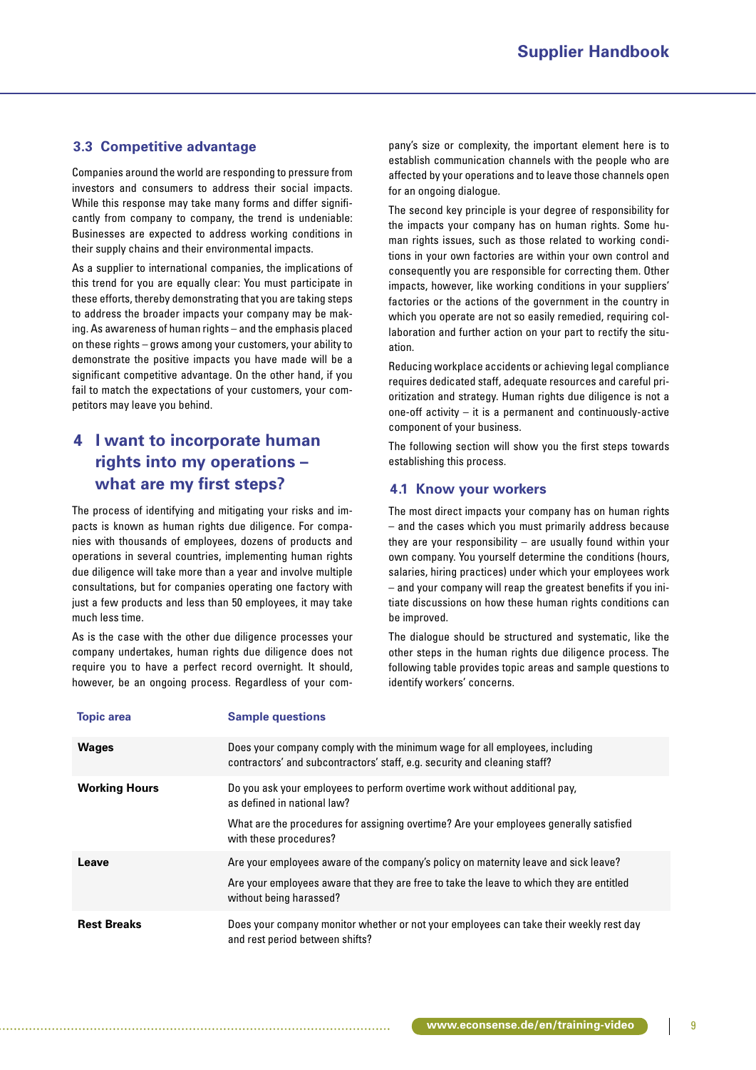### 3.3 Competitive advantage

Companies around the world are responding to pressure from investors and consumers to address their social impacts. While this response may take many forms and differ significantly from company to company, the trend is undeniable: Businesses are expected to address working conditions in their supply chains and their environmental impacts.

As a supplier to international companies, the implications of this trend for you are equally clear: You must participate in these efforts, thereby demonstrating that you are taking steps to address the broader impacts your company may be making. As awareness of human rights – and the emphasis placed on these rights – grows among your customers, your ability to demonstrate the positive impacts you have made will be a significant competitive advantage. On the other hand, if you fail to match the expectations of your customers, your competitors may leave you behind.

## 4 I want to incorporate human rights into my operations – what are my first steps?

The process of identifying and mitigating your risks and impacts is known as human rights due diligence. For companies with thousands of employees, dozens of products and operations in several countries, implementing human rights due diligence will take more than a year and involve multiple consultations, but for companies operating one factory with just a few products and less than 50 employees, it may take much less time.

As is the case with the other due diligence processes your company undertakes, human rights due diligence does not require you to have a perfect record overnight. It should, however, be an ongoing process. Regardless of your company's size or complexity, the important element here is to establish communication channels with the people who are affected by your operations and to leave those channels open for an ongoing dialogue.

The second key principle is your degree of responsibility for the impacts your company has on human rights. Some human rights issues, such as those related to working conditions in your own factories are within your own control and consequently you are responsible for correcting them. Other impacts, however, like working conditions in your suppliers' factories or the actions of the government in the country in which you operate are not so easily remedied, requiring collaboration and further action on your part to rectify the situation.

Reducing workplace accidents or achieving legal compliance requires dedicated staff, adequate resources and careful prioritization and strategy. Human rights due diligence is not a one-off activity – it is a permanent and continuously-active component of your business.

The following section will show you the first steps towards establishing this process.

### 4.1 Know your workers

The most direct impacts your company has on human rights – and the cases which you must primarily address because they are your responsibility – are usually found within your own company. You yourself determine the conditions (hours, salaries, hiring practices) under which your employees work – and your company will reap the greatest benefits if you initiate discussions on how these human rights conditions can be improved.

The dialogue should be structured and systematic, like the other steps in the human rights due diligence process. The following table provides topic areas and sample questions to identify workers' concerns.

| Topic area | Sample questions |
|---|---|
| **Wages** | Does your company comply with the minimum wage for all employees, including contractors' and subcontractors' staff, e.g. security and cleaning staff? |
| **Working Hours** | Do you ask your employees to perform overtime work without additional pay, as defined in national law?<br><br>What are the procedures for assigning overtime? Are your employees generally satisfied with these procedures? |
| **Leave** | Are your employees aware of the company's policy on maternity leave and sick leave?<br><br>Are your employees aware that they are free to take the leave to which they are entitled without being harassed? |
| **Rest Breaks** | Does your company monitor whether or not your employees can take their weekly rest day and rest period between shifts? |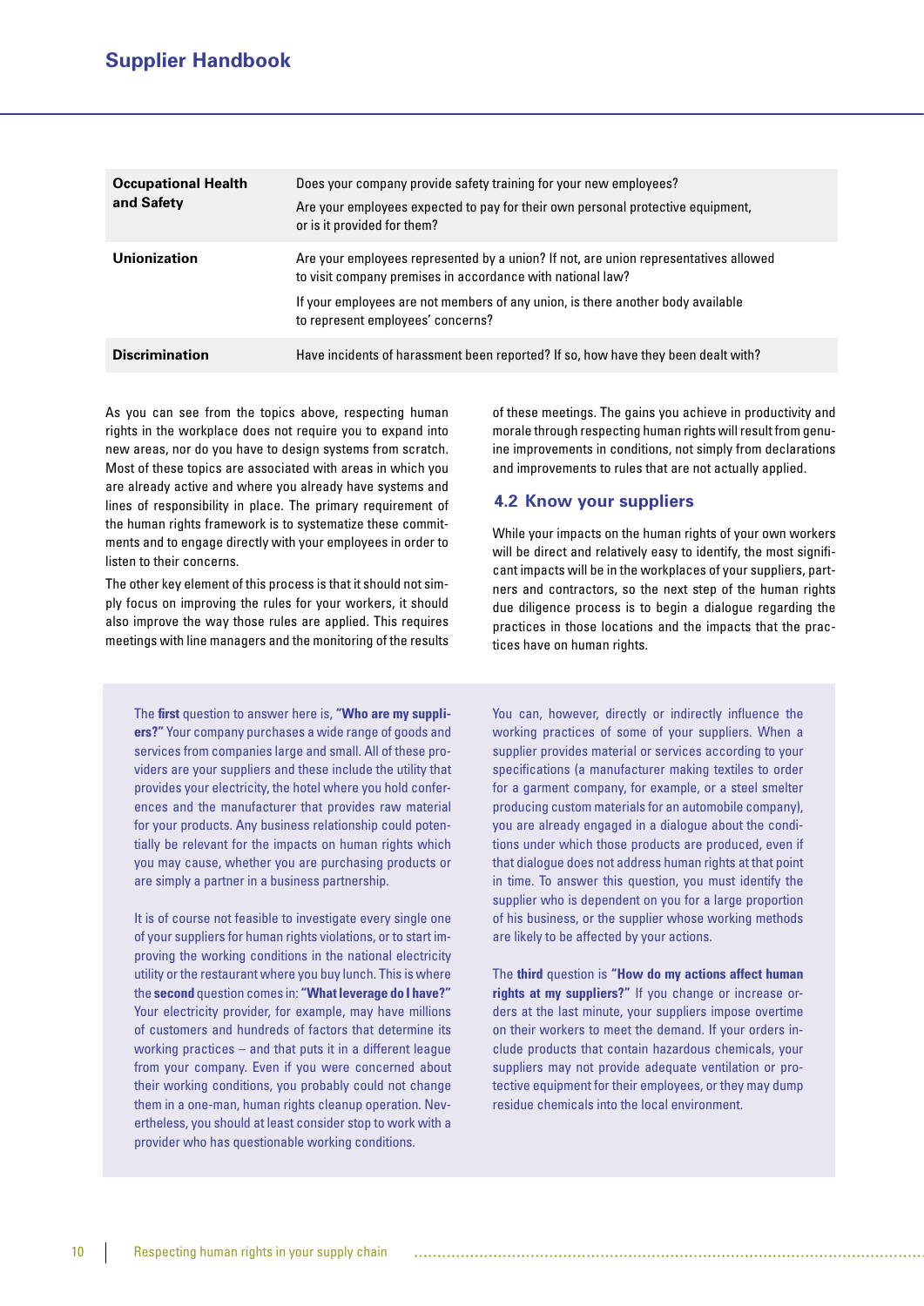| | |
|---|---|
| **Occupational Health and Safety** | Does your company provide safety training for your new employees?<br>Are your employees expected to pay for their own personal protective equipment, or is it provided for them? |
| **Unionization** | Are your employees represented by a union? If not, are union representatives allowed to visit company premises in accordance with national law?<br>If your employees are not members of any union, is there another body available to represent employees' concerns? |
| **Discrimination** | Have incidents of harassment been reported? If so, how have they been dealt with? |

As you can see from the topics above, respecting human rights in the workplace does not require you to expand into new areas, nor do you have to design systems from scratch. Most of these topics are associated with areas in which you are already active and where you already have systems and lines of responsibility in place. The primary requirement of the human rights framework is to systematize these commitments and to engage directly with your employees in order to listen to their concerns.

The other key element of this process is that it should not simply focus on improving the rules for your workers, it should also improve the way those rules are applied. This requires meetings with line managers and the monitoring of the results of these meetings. The gains you achieve in productivity and morale through respecting human rights will result from genuine improvements in conditions, not simply from declarations and improvements to rules that are not actually applied.

## 4.2 Know your suppliers

While your impacts on the human rights of your own workers will be direct and relatively easy to identify, the most significant impacts will be in the workplaces of your suppliers, partners and contractors, so the next step of the human rights due diligence process is to begin a dialogue regarding the practices in those locations and the impacts that the practices have on human rights.

The **first** question to answer here is, **"Who are my suppliers?"** Your company purchases a wide range of goods and services from companies large and small. All of these providers are your suppliers and these include the utility that provides your electricity, the hotel where you hold conferences and the manufacturer that provides raw material for your products. Any business relationship could potentially be relevant for the impacts on human rights which you may cause, whether you are purchasing products or are simply a partner in a business partnership.

It is of course not feasible to investigate every single one of your suppliers for human rights violations, or to start improving the working conditions in the national electricity utility or the restaurant where you buy lunch. This is where the **second** question comes in: **"What leverage do I have?"** Your electricity provider, for example, may have millions of customers and hundreds of factors that determine its working practices – and that puts it in a different league from your company. Even if you were concerned about their working conditions, you probably could not change them in a one-man, human rights cleanup operation. Nevertheless, you should at least consider stop to work with a provider who has questionable working conditions.

You can, however, directly or indirectly influence the working practices of some of your suppliers. When a supplier provides material or services according to your specifications (a manufacturer making textiles to order for a garment company, for example, or a steel smelter producing custom materials for an automobile company), you are already engaged in a dialogue about the conditions under which those products are produced, even if that dialogue does not address human rights at that point in time. To answer this question, you must identify the supplier who is dependent on you for a large proportion of his business, or the supplier whose working methods are likely to be affected by your actions.

The **third** question is **"How do my actions affect human rights at my suppliers?"** If you change or increase orders at the last minute, your suppliers impose overtime on their workers to meet the demand. If your orders include products that contain hazardous chemicals, your suppliers may not provide adequate ventilation or protective equipment for their employees, or they may dump residue chemicals into the local environment.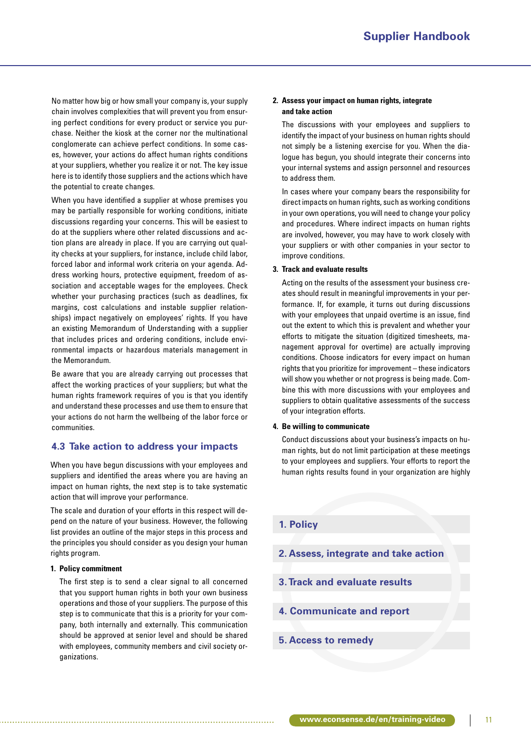No matter how big or how small your company is, your supply chain involves complexities that will prevent you from ensuring perfect conditions for every product or service you purchase. Neither the kiosk at the corner nor the multinational conglomerate can achieve perfect conditions. In some cases, however, your actions do affect human rights conditions at your suppliers, whether you realize it or not. The key issue here is to identify those suppliers and the actions which have the potential to create changes.

When you have identified a supplier at whose premises you may be partially responsible for working conditions, initiate discussions regarding your concerns. This will be easiest to do at the suppliers where other related discussions and action plans are already in place. If you are carrying out quality checks at your suppliers, for instance, include child labor, forced labor and informal work criteria on your agenda. Address working hours, protective equipment, freedom of association and acceptable wages for the employees. Check whether your purchasing practices (such as deadlines, fix margins, cost calculations and instable supplier relationships) impact negatively on employees' rights. If you have an existing Memorandum of Understanding with a supplier that includes prices and ordering conditions, include environmental impacts or hazardous materials management in the Memorandum.

Be aware that you are already carrying out processes that affect the working practices of your suppliers; but what the human rights framework requires of you is that you identify and understand these processes and use them to ensure that your actions do not harm the wellbeing of the labor force or communities.

## 4.3 Take action to address your impacts

When you have begun discussions with your employees and suppliers and identified the areas where you are having an impact on human rights, the next step is to take systematic action that will improve your performance.

The scale and duration of your efforts in this respect will depend on the nature of your business. However, the following list provides an outline of the major steps in this process and the principles you should consider as you design your human rights program.

1. **Policy commitment**

   The first step is to send a clear signal to all concerned that you support human rights in both your own business operations and those of your suppliers. The purpose of this step is to communicate that this is a priority for your company, both internally and externally. This communication should be approved at senior level and should be shared with employees, community members and civil society organizations.

2. **Assess your impact on human rights, integrate and take action**

   The discussions with your employees and suppliers to identify the impact of your business on human rights should not simply be a listening exercise for you. When the dialogue has begun, you should integrate their concerns into your internal systems and assign personnel and resources to address them.

   In cases where your company bears the responsibility for direct impacts on human rights, such as working conditions in your own operations, you will need to change your policy and procedures. Where indirect impacts on human rights are involved, however, you may have to work closely with your suppliers or with other companies in your sector to improve conditions.

3. **Track and evaluate results**

   Acting on the results of the assessment your business creates should result in meaningful improvements in your performance. If, for example, it turns out during discussions with your employees that unpaid overtime is an issue, find out the extent to which this is prevalent and whether your efforts to mitigate the situation (digitized timesheets, management approval for overtime) are actually improving conditions. Choose indicators for every impact on human rights that you prioritize for improvement – these indicators will show you whether or not progress is being made. Combine this with more discussions with your employees and suppliers to obtain qualitative assessments of the success of your integration efforts.

4. **Be willing to communicate**

   Conduct discussions about your business's impacts on human rights, but do not limit participation at these meetings to your employees and suppliers. Your efforts to report the human rights results found in your organization are highly

**1. Policy**

**2. Assess, integrate and take action**

**3. Track and evaluate results**

**4. Communicate and report**

**5. Access to remedy**

www.econsense.de/en/training-video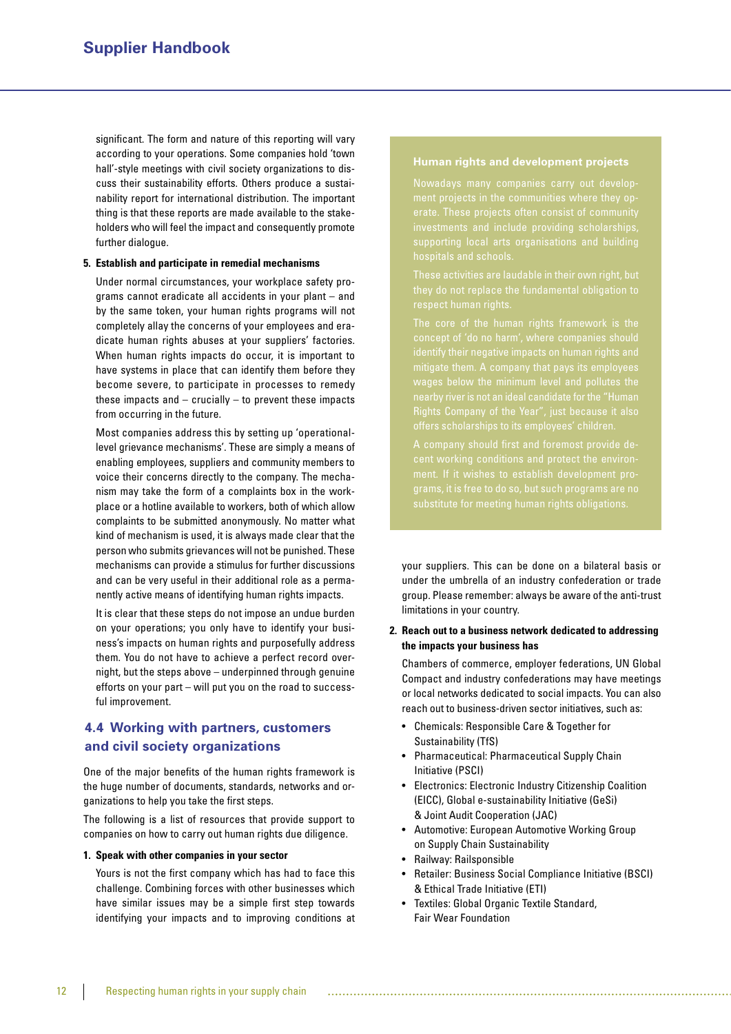significant. The form and nature of this reporting will vary according to your operations. Some companies hold 'town hall'-style meetings with civil society organizations to discuss their sustainability efforts. Others produce a sustainability report for international distribution. The important thing is that these reports are made available to the stakeholders who will feel the impact and consequently promote further dialogue.

**5. Establish and participate in remedial mechanisms**

Under normal circumstances, your workplace safety programs cannot eradicate all accidents in your plant – and by the same token, your human rights programs will not completely allay the concerns of your employees and eradicate human rights abuses at your suppliers' factories. When human rights impacts do occur, it is important to have systems in place that can identify them before they become severe, to participate in processes to remedy these impacts and – crucially – to prevent these impacts from occurring in the future.

Most companies address this by setting up 'operational-level grievance mechanisms'. These are simply a means of enabling employees, suppliers and community members to voice their concerns directly to the company. The mechanism may take the form of a complaints box in the workplace or a hotline available to workers, both of which allow complaints to be submitted anonymously. No matter what kind of mechanism is used, it is always made clear that the person who submits grievances will not be punished. These mechanisms can provide a stimulus for further discussions and can be very useful in their additional role as a permanently active means of identifying human rights impacts.

It is clear that these steps do not impose an undue burden on your operations; you only have to identify your business's impacts on human rights and purposefully address them. You do not have to achieve a perfect record overnight, but the steps above – underpinned through genuine efforts on your part – will put you on the road to successful improvement.

## 4.4 Working with partners, customers and civil society organizations

One of the major benefits of the human rights framework is the huge number of documents, standards, networks and organizations to help you take the first steps.

The following is a list of resources that provide support to companies on how to carry out human rights due diligence.

**1. Speak with other companies in your sector**

Yours is not the first company which has had to face this challenge. Combining forces with other businesses which have similar issues may be a simple first step towards identifying your impacts and to improving conditions at your suppliers. This can be done on a bilateral basis or under the umbrella of an industry confederation or trade group. Please remember: always be aware of the anti-trust limitations in your country.

**2. Reach out to a business network dedicated to addressing the impacts your business has**

Chambers of commerce, employer federations, UN Global Compact and industry confederations may have meetings or local networks dedicated to social impacts. You can also reach out to business-driven sector initiatives, such as:

- Chemicals: Responsible Care & Together for Sustainability (TfS)
- Pharmaceutical: Pharmaceutical Supply Chain Initiative (PSCI)
- Electronics: Electronic Industry Citizenship Coalition (EICC), Global e-sustainability Initiative (GeSi) & Joint Audit Cooperation (JAC)
- Automotive: European Automotive Working Group on Supply Chain Sustainability
- Railway: Railsponsible
- Retailer: Business Social Compliance Initiative (BSCI) & Ethical Trade Initiative (ETI)
- Textiles: Global Organic Textile Standard, Fair Wear Foundation

### Human rights and development projects

Nowadays many companies carry out development projects in the communities where they operate. These projects often consist of community investments and include providing scholarships, supporting local arts organisations and building hospitals and schools.

These activities are laudable in their own right, but they do not replace the fundamental obligation to respect human rights.

The core of the human rights framework is the concept of 'do no harm', where companies should identify their negative impacts on human rights and mitigate them. A company that pays its employees wages below the minimum level and pollutes the nearby river is not an ideal candidate for the "Human Rights Company of the Year", just because it also offers scholarships to its employees' children.

A company should first and foremost provide decent working conditions and protect the environment. If it wishes to establish development programs, it is free to do so, but such programs are no substitute for meeting human rights obligations.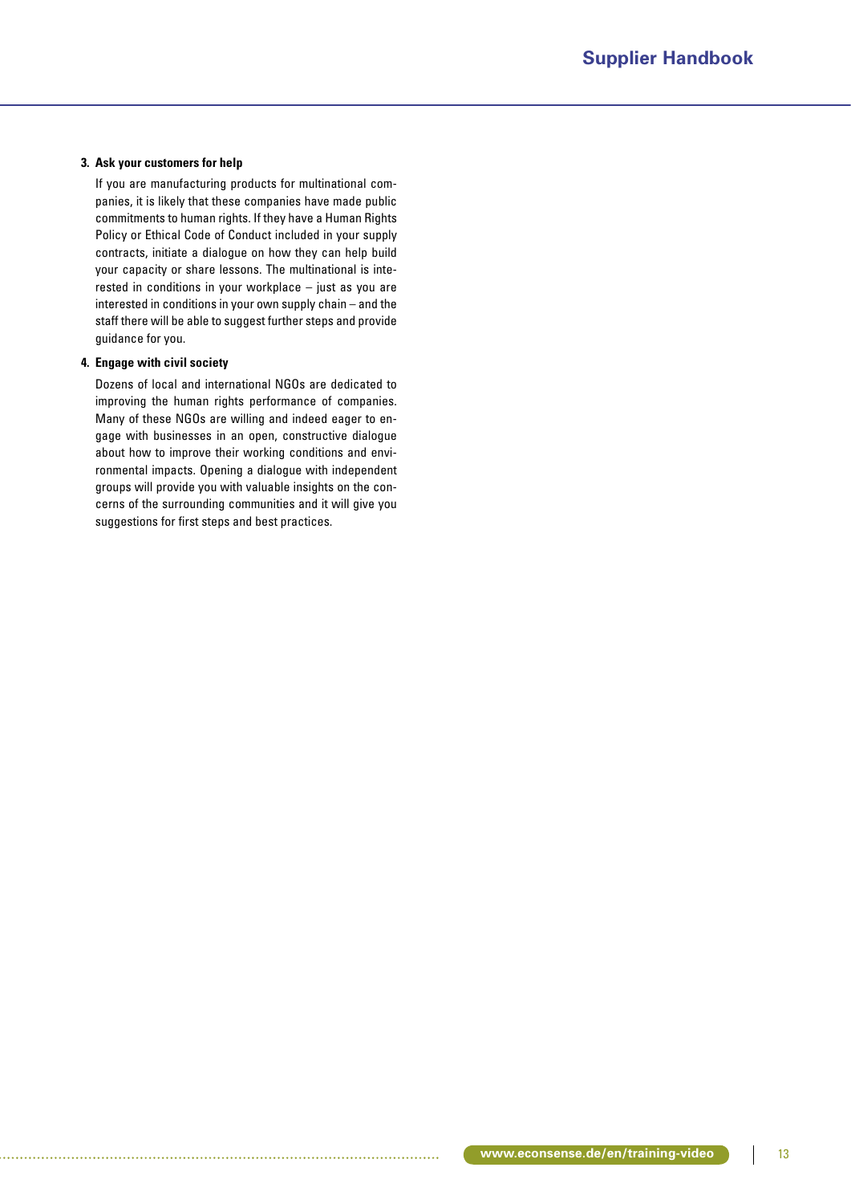3. **Ask your customers for help**

   If you are manufacturing products for multinational companies, it is likely that these companies have made public commitments to human rights. If they have a Human Rights Policy or Ethical Code of Conduct included in your supply contracts, initiate a dialogue on how they can help build your capacity or share lessons. The multinational is interested in conditions in your workplace – just as you are interested in conditions in your own supply chain – and the staff there will be able to suggest further steps and provide guidance for you.

4. **Engage with civil society**

   Dozens of local and international NGOs are dedicated to improving the human rights performance of companies. Many of these NGOs are willing and indeed eager to engage with businesses in an open, constructive dialogue about how to improve their working conditions and environmental impacts. Opening a dialogue with independent groups will provide you with valuable insights on the concerns of the surrounding communities and it will give you suggestions for first steps and best practices.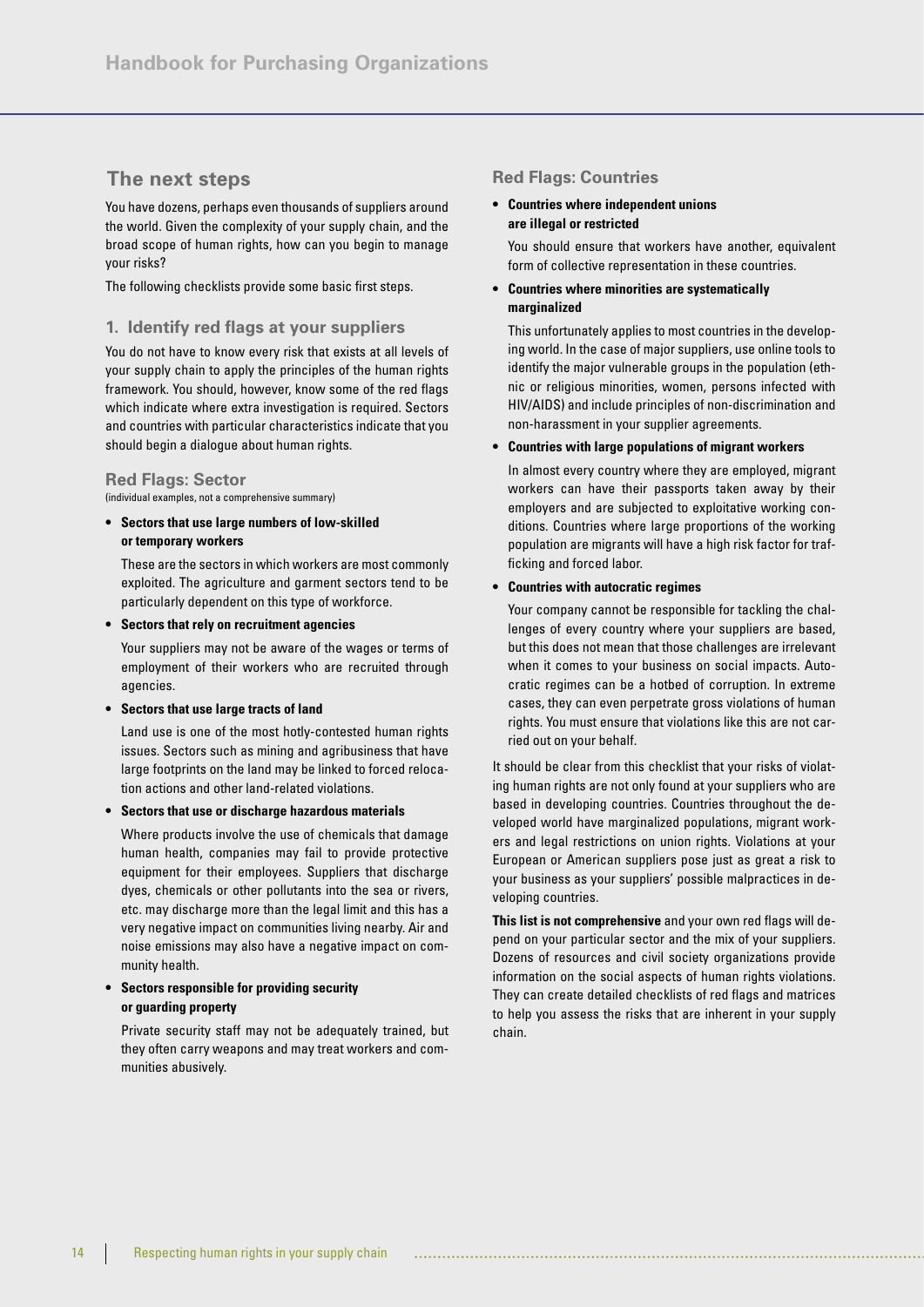## The next steps

You have dozens, perhaps even thousands of suppliers around the world. Given the complexity of your supply chain, and the broad scope of human rights, how can you begin to manage your risks?

The following checklists provide some basic first steps.

### 1. Identify red flags at your suppliers

You do not have to know every risk that exists at all levels of your supply chain to apply the principles of the human rights framework. You should, however, know some of the red flags which indicate where extra investigation is required. Sectors and countries with particular characteristics indicate that you should begin a dialogue about human rights.

### Red Flags: Sector

(individual examples, not a comprehensive summary)

- **Sectors that use large numbers of low-skilled or temporary workers**

  These are the sectors in which workers are most commonly exploited. The agriculture and garment sectors tend to be particularly dependent on this type of workforce.

- **Sectors that rely on recruitment agencies**

  Your suppliers may not be aware of the wages or terms of employment of their workers who are recruited through agencies.

- **Sectors that use large tracts of land**

  Land use is one of the most hotly-contested human rights issues. Sectors such as mining and agribusiness that have large footprints on the land may be linked to forced relocation actions and other land-related violations.

- **Sectors that use or discharge hazardous materials**

  Where products involve the use of chemicals that damage human health, companies may fail to provide protective equipment for their employees. Suppliers that discharge dyes, chemicals or other pollutants into the sea or rivers, etc. may discharge more than the legal limit and this has a very negative impact on communities living nearby. Air and noise emissions may also have a negative impact on community health.

- **Sectors responsible for providing security or guarding property**

  Private security staff may not be adequately trained, but they often carry weapons and may treat workers and communities abusively.

### Red Flags: Countries

- **Countries where independent unions are illegal or restricted**

  You should ensure that workers have another, equivalent form of collective representation in these countries.

- **Countries where minorities are systematically marginalized**

  This unfortunately applies to most countries in the developing world. In the case of major suppliers, use online tools to identify the major vulnerable groups in the population (ethnic or religious minorities, women, persons infected with HIV/AIDS) and include principles of non-discrimination and non-harassment in your supplier agreements.

- **Countries with large populations of migrant workers**

  In almost every country where they are employed, migrant workers can have their passports taken away by their employers and are subjected to exploitative working conditions. Countries where large proportions of the working population are migrants will have a high risk factor for trafficking and forced labor.

- **Countries with autocratic regimes**

  Your company cannot be responsible for tackling the challenges of every country where your suppliers are based, but this does not mean that those challenges are irrelevant when it comes to your business on social impacts. Autocratic regimes can be a hotbed of corruption. In extreme cases, they can even perpetrate gross violations of human rights. You must ensure that violations like this are not carried out on your behalf.

It should be clear from this checklist that your risks of violating human rights are not only found at your suppliers who are based in developing countries. Countries throughout the developed world have marginalized populations, migrant workers and legal restrictions on union rights. Violations at your European or American suppliers pose just as great a risk to your business as your suppliers' possible malpractices in developing countries.

**This list is not comprehensive** and your own red flags will depend on your particular sector and the mix of your suppliers. Dozens of resources and civil society organizations provide information on the social aspects of human rights violations. They can create detailed checklists of red flags and matrices to help you assess the risks that are inherent in your supply chain.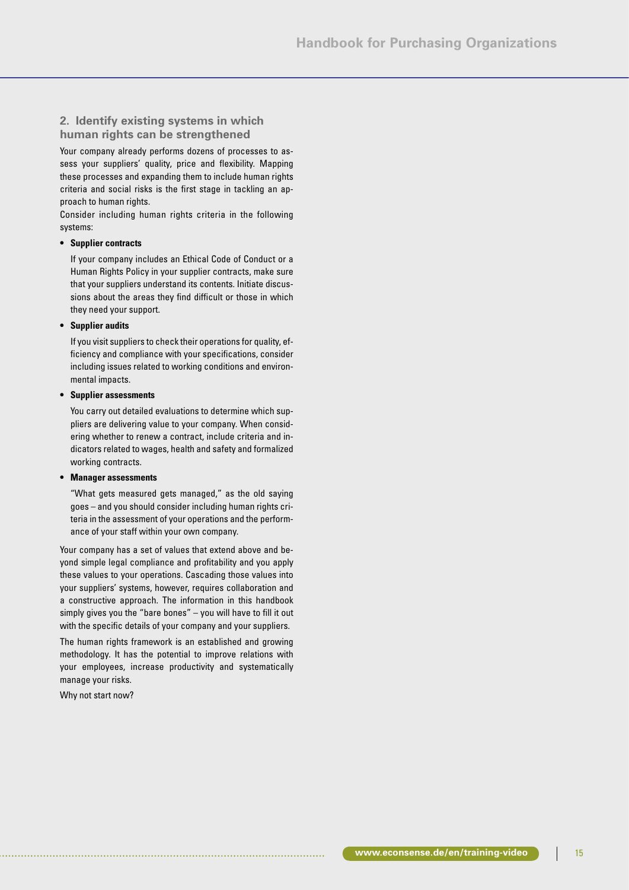## 2. Identify existing systems in which human rights can be strengthened

Your company already performs dozens of processes to assess your suppliers' quality, price and flexibility. Mapping these processes and expanding them to include human rights criteria and social risks is the first stage in tackling an approach to human rights.

Consider including human rights criteria in the following systems:

- **Supplier contracts**

  If your company includes an Ethical Code of Conduct or a Human Rights Policy in your supplier contracts, make sure that your suppliers understand its contents. Initiate discussions about the areas they find difficult or those in which they need your support.

- **Supplier audits**

  If you visit suppliers to check their operations for quality, efficiency and compliance with your specifications, consider including issues related to working conditions and environmental impacts.

- **Supplier assessments**

  You carry out detailed evaluations to determine which suppliers are delivering value to your company. When considering whether to renew a contract, include criteria and indicators related to wages, health and safety and formalized working contracts.

- **Manager assessments**

  "What gets measured gets managed," as the old saying goes – and you should consider including human rights criteria in the assessment of your operations and the performance of your staff within your own company.

Your company has a set of values that extend above and beyond simple legal compliance and profitability and you apply these values to your operations. Cascading those values into your suppliers' systems, however, requires collaboration and a constructive approach. The information in this handbook simply gives you the "bare bones" – you will have to fill it out with the specific details of your company and your suppliers.

The human rights framework is an established and growing methodology. It has the potential to improve relations with your employees, increase productivity and systematically manage your risks.

Why not start now?